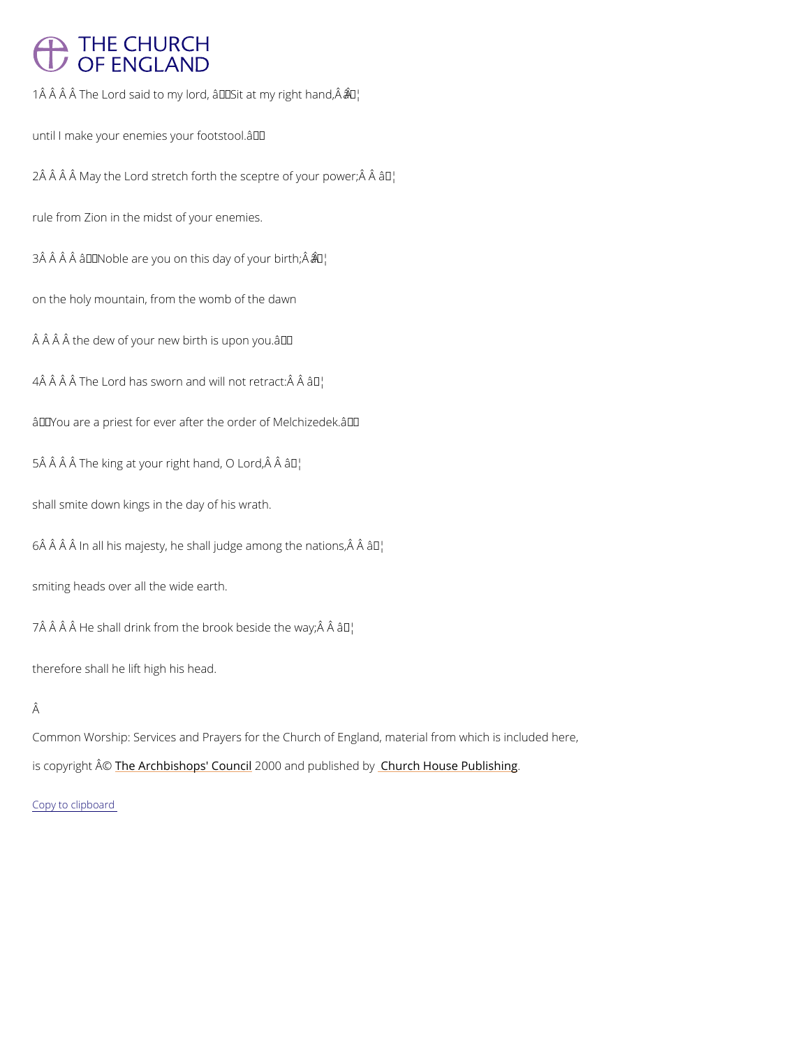# THE CHURCH OF ENGLAND

1Â Â Â Â The Lord said to my lord, â€˜Sit at my right hand,Â â€¦

until I make your enemies your footstool.â€™

2Â Â Â Â May the Lord stretch forth the sceptre of your power;Â Â â€¦

rule from Zion in the midst of your enemies.

3Â Â Â Â â€˜Noble are you on this day of your birth;Â â€¦

on the holy mountain, from the womb of the dawn

Â Â Â Â the dew of your new birth is upon you.â€™

4Â Â Â Â The Lord has sworn and will not retract:Â Â â€¦

â€˜You are a priest for ever after the order of Melchizedek.â€™

5Â Â Â Â The king at your right hand, O Lord,Â Â â€¦

shall smite down kings in the day of his wrath.

6Â Â Â Â In all his majesty, he shall judge among the nations,Â Â â€¦

smiting heads over all the wide earth.

7Â Â Â Â He shall drink from the brook beside the way;Â Â â€¦

therefore shall he lift high his head.

Â

Common Worship: Services and Prayers for the Church of England, material from which is included here,

is copyright Â© The Archbishops' Council 2000 and published by Church House Publishing.

Copy to clipboard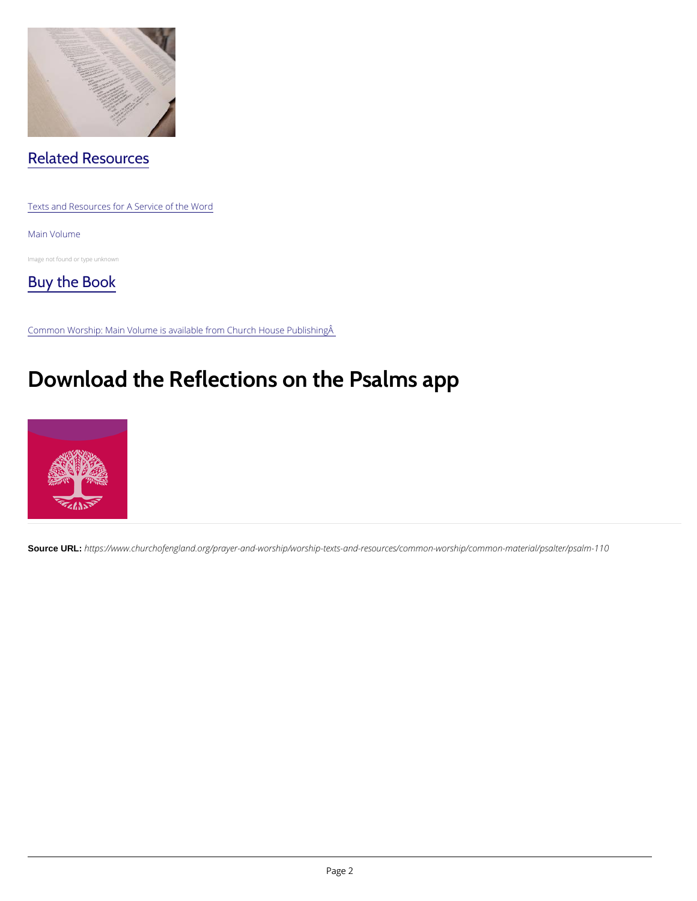## Related Resources

Texts and Resources for A Service of the Word

Main Volume

Image not found or type unknown

## Buy the Book

Common Worship: Main Volume is available from Church House PublishingÂ 

# Download the Reflections on the Psalms app

**Source URL:** https://www.churchofengland.org/prayer-and-worship/worship-texts-and-resources/common-worship/common-material/psalter/psalm-110